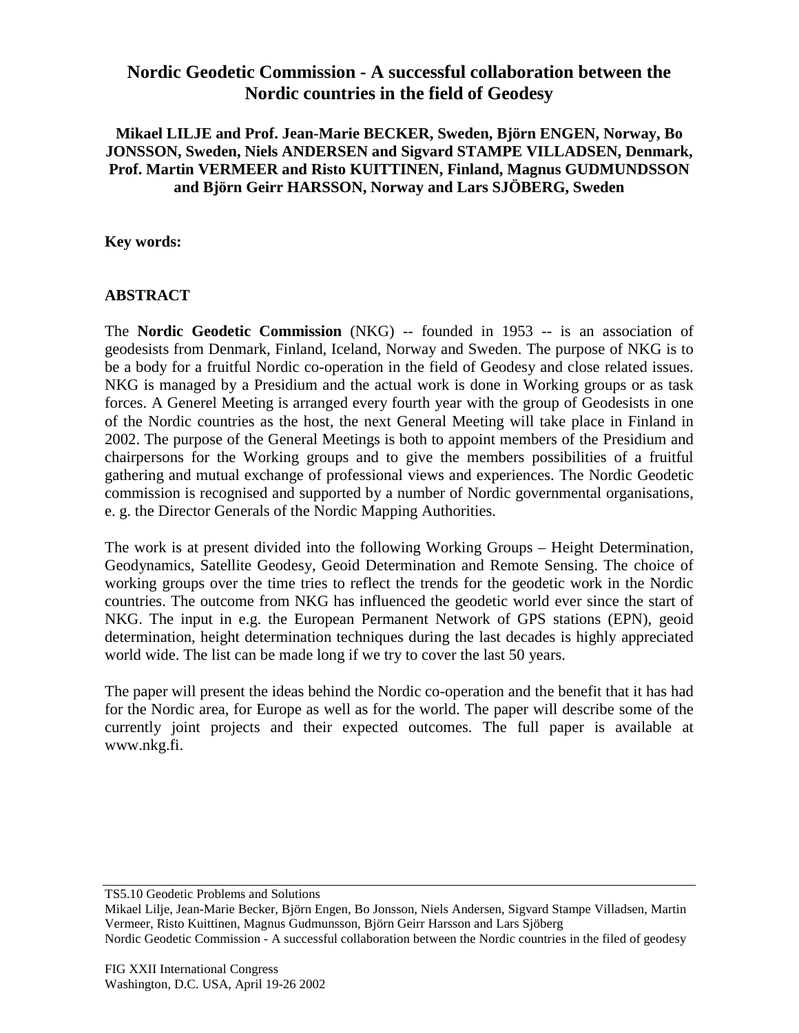# Nordic Geodetic Commission - A successful collaboration between the Nordic countries in the field of Geodesy

**Mikael LILJE and Prof. Jean-Marie BECKER, Sweden, Björn ENGEN, Norway, Bo JONSSON, Sweden, Niels ANDERSEN and Sigvard STAMPE VILLADSEN, Denmark, Prof. Martin VERMEER and Risto KUITTINEN, Finland, Magnus GUDMUNDSSON and Björn Geirr HARSSON, Norway and Lars SJÖBERG, Sweden**

**Key words:**

## ABSTRACT

The **Nordic Geodetic Commission** (NKG) -- founded in 1953 -- is an association of geodesists from Denmark, Finland, Iceland, Norway and Sweden. The purpose of NKG is to be a body for a fruitful Nordic co-operation in the field of Geodesy and close related issues. NKG is managed by a Presidium and the actual work is done in Working groups or as task forces. A Generel Meeting is arranged every fourth year with the group of Geodesists in one of the Nordic countries as the host, the next General Meeting will take place in Finland in 2002. The purpose of the General Meetings is both to appoint members of the Presidium and chairpersons for the Working groups and to give the members possibilities of a fruitful gathering and mutual exchange of professional views and experiences. The Nordic Geodetic commission is recognised and supported by a number of Nordic governmental organisations, e. g. the Director Generals of the Nordic Mapping Authorities.

The work is at present divided into the following Working Groups – Height Determination, Geodynamics, Satellite Geodesy, Geoid Determination and Remote Sensing. The choice of working groups over the time tries to reflect the trends for the geodetic work in the Nordic countries. The outcome from NKG has influenced the geodetic world ever since the start of NKG. The input in e.g. the European Permanent Network of GPS stations (EPN), geoid determination, height determination techniques during the last decades is highly appreciated world wide. The list can be made long if we try to cover the last 50 years.

The paper will present the ideas behind the Nordic co-operation and the benefit that it has had for the Nordic area, for Europe as well as for the world. The paper will describe some of the currently joint projects and their expected outcomes. The full paper is available at www.nkg.fi.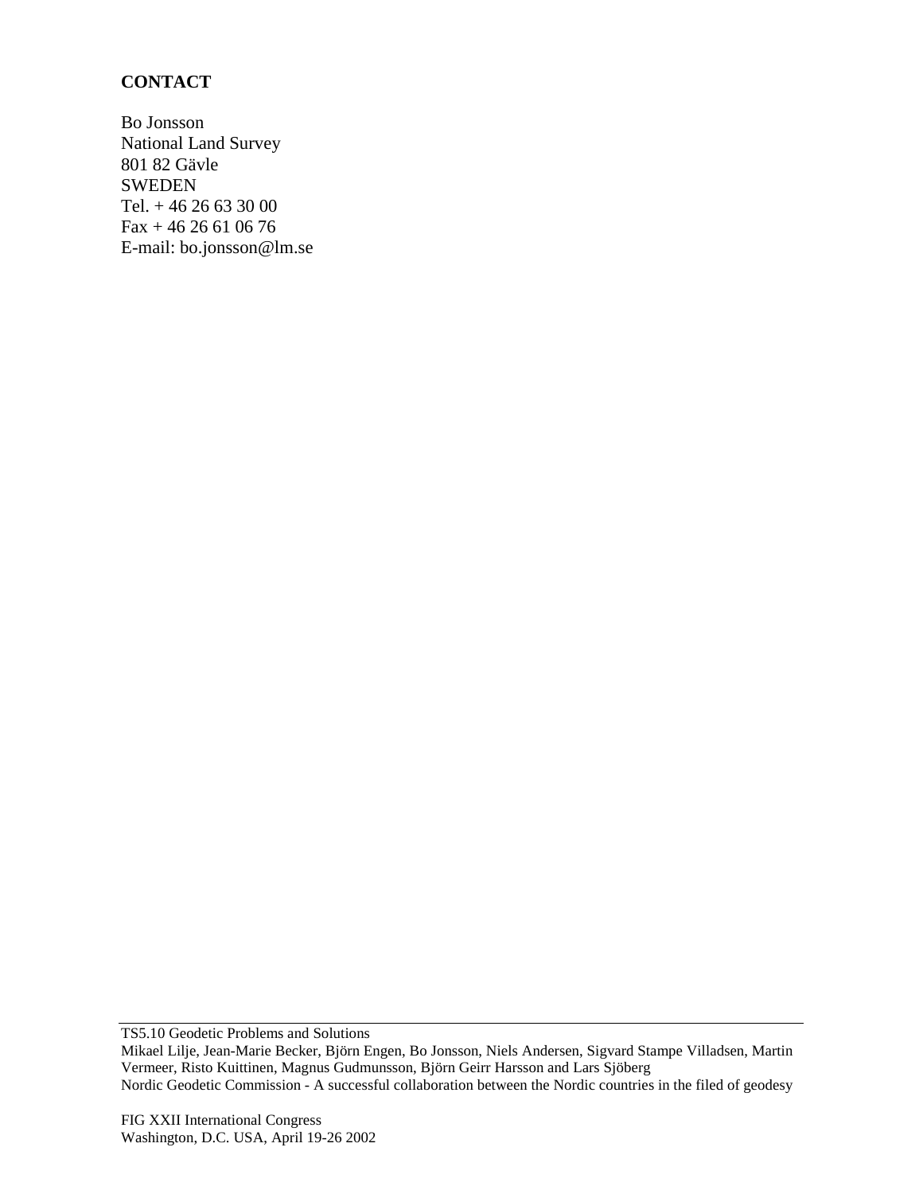## CONTACT

Bo Jonsson  
National Land Survey  
801 82 Gävle  
SWEDEN  
Tel. + 46 26 63 30 00  
Fax + 46 26 61 06 76  
E-mail: bo.jonsson@lm.se